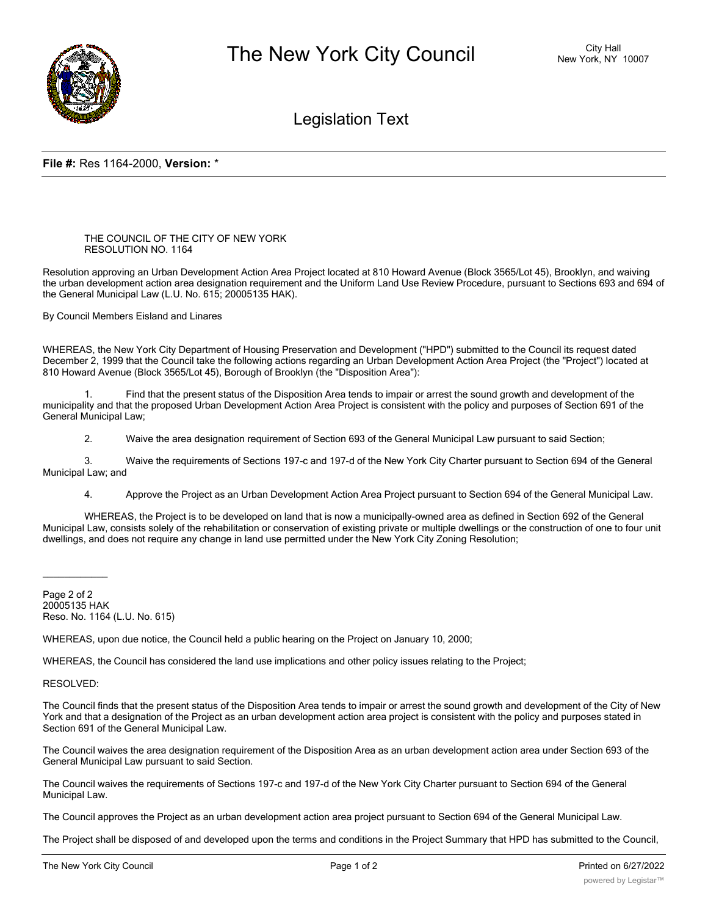# The New York City Council

City Hall
New York, NY 10007

## Legislation Text

**File #:** Res 1164-2000, **Version:** *

THE COUNCIL OF THE CITY OF NEW YORK
RESOLUTION NO. 1164

Resolution approving an Urban Development Action Area Project located at 810 Howard Avenue (Block 3565/Lot 45), Brooklyn, and waiving the urban development action area designation requirement and the Uniform Land Use Review Procedure, pursuant to Sections 693 and 694 of the General Municipal Law (L.U. No. 615; 20005135 HAK).

By Council Members Eisland and Linares

WHEREAS, the New York City Department of Housing Preservation and Development ("HPD") submitted to the Council its request dated December 2, 1999 that the Council take the following actions regarding an Urban Development Action Area Project (the "Project") located at 810 Howard Avenue (Block 3565/Lot 45), Borough of Brooklyn (the "Disposition Area"):

1. Find that the present status of the Disposition Area tends to impair or arrest the sound growth and development of the municipality and that the proposed Urban Development Action Area Project is consistent with the policy and purposes of Section 691 of the General Municipal Law;

2. Waive the area designation requirement of Section 693 of the General Municipal Law pursuant to said Section;

3. Waive the requirements of Sections 197-c and 197-d of the New York City Charter pursuant to Section 694 of the General Municipal Law; and

4. Approve the Project as an Urban Development Action Area Project pursuant to Section 694 of the General Municipal Law.

WHEREAS, the Project is to be developed on land that is now a municipally-owned area as defined in Section 692 of the General Municipal Law, consists solely of the rehabilitation or conservation of existing private or multiple dwellings or the construction of one to four unit dwellings, and does not require any change in land use permitted under the New York City Zoning Resolution;

Page 2 of 2
20005135 HAK
Reso. No. 1164 (L.U. No. 615)

WHEREAS, upon due notice, the Council held a public hearing on the Project on January 10, 2000;

WHEREAS, the Council has considered the land use implications and other policy issues relating to the Project;

RESOLVED:

The Council finds that the present status of the Disposition Area tends to impair or arrest the sound growth and development of the City of New York and that a designation of the Project as an urban development action area project is consistent with the policy and purposes stated in Section 691 of the General Municipal Law.

The Council waives the area designation requirement of the Disposition Area as an urban development action area under Section 693 of the General Municipal Law pursuant to said Section.

The Council waives the requirements of Sections 197-c and 197-d of the New York City Charter pursuant to Section 694 of the General Municipal Law.

The Council approves the Project as an urban development action area project pursuant to Section 694 of the General Municipal Law.

The Project shall be disposed of and developed upon the terms and conditions in the Project Summary that HPD has submitted to the Council,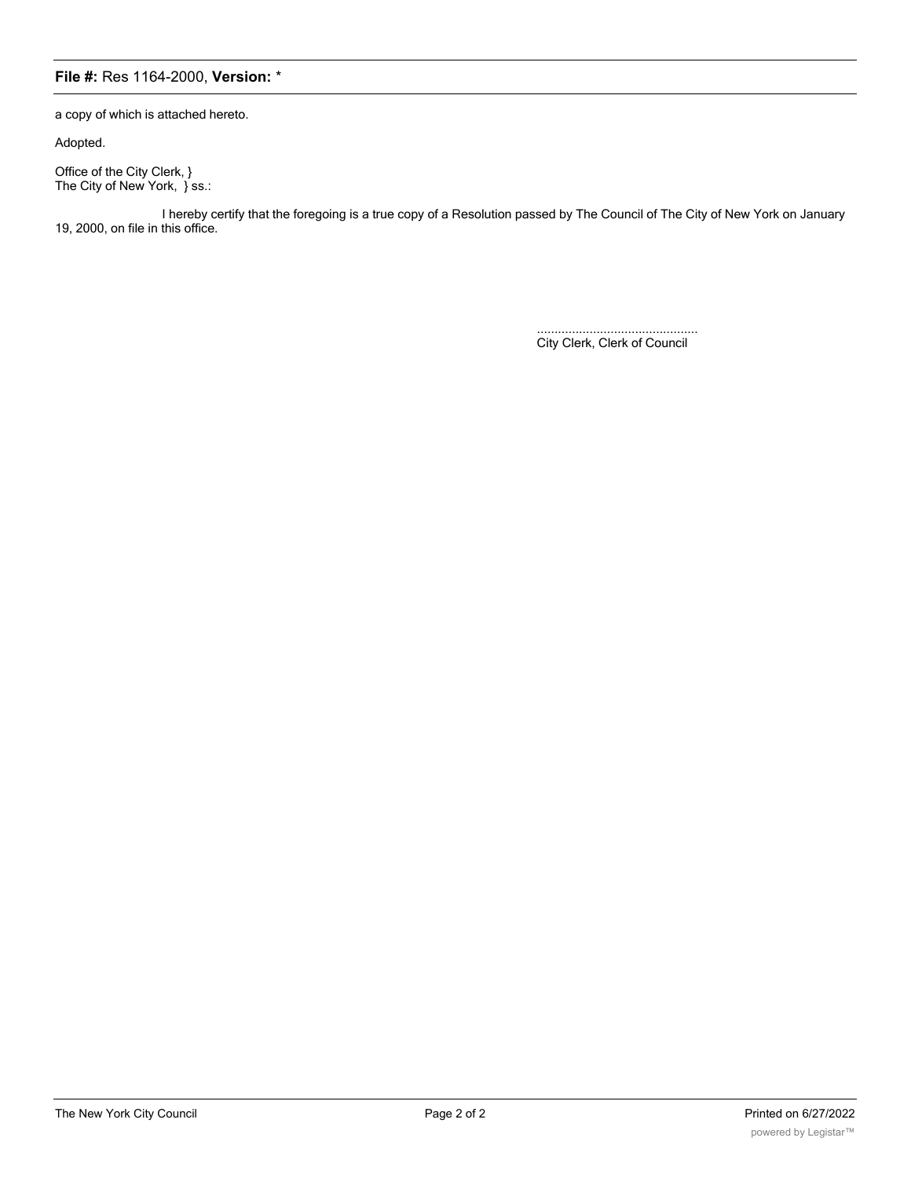a copy of which is attached hereto.

Adopted.

Office of the City Clerk, }
The City of New York, } ss.:

I hereby certify that the foregoing is a true copy of a Resolution passed by The Council of The City of New York on January 19, 2000, on file in this office.

.............................................
City Clerk, Clerk of Council